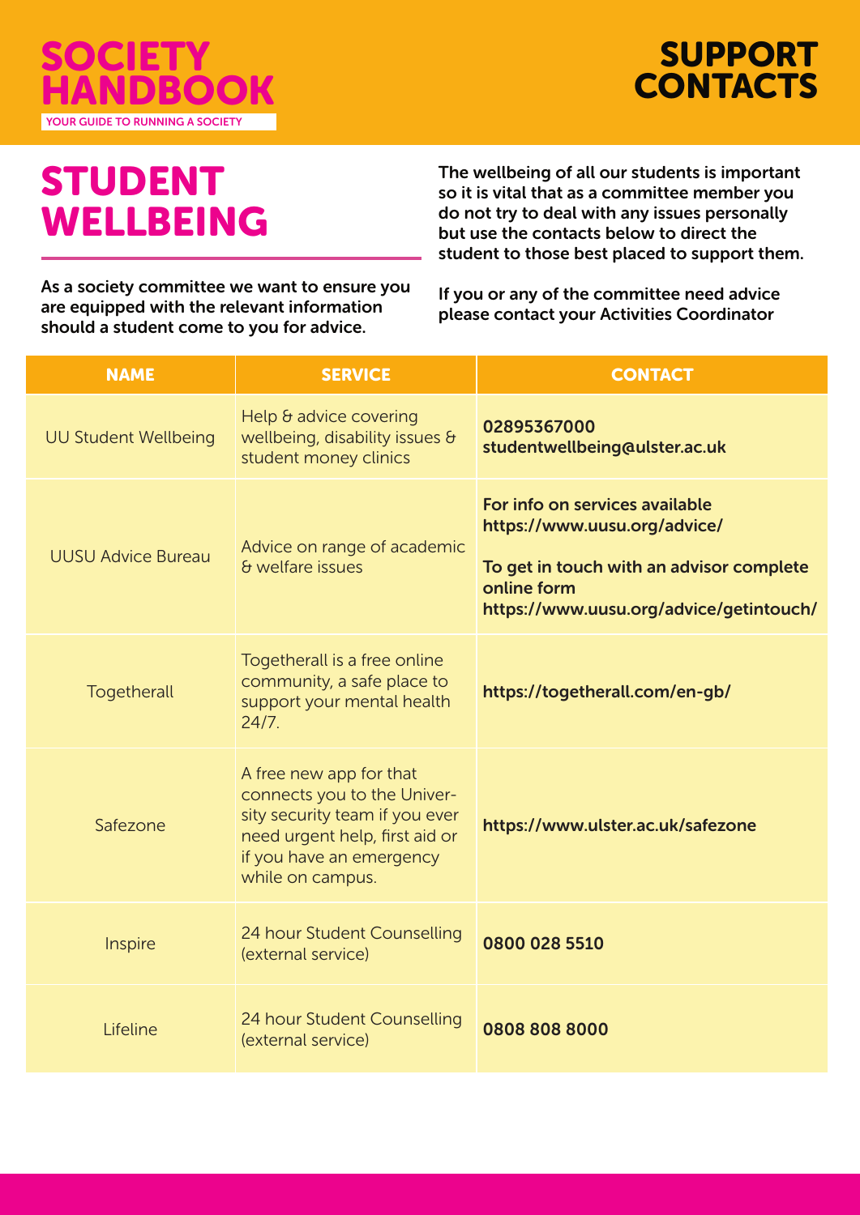# SOCIETY HANDBOOK

YOUR GUIDE TO RUNNING A SOCIETY

# SUPPORT CONTACTS

## STUDENT WELLBEING

As a society committee we want to ensure you are equipped with the relevant information should a student come to you for advice.

**The wellbeing of all our students is important so it is vital that as a committee member you do not try to deal with any issues personally but use the contacts below to direct the student to those best placed to support them.**

**If you or any of the committee need advice please contact your Activities Coordinator**

| NAME | SERVICE | CONTACT |
|---|---|---|
| UU Student Wellbeing | Help & advice covering wellbeing, disability issues & student money clinics | **02895367000**<br>**studentwellbeing@ulster.ac.uk** |
| UUSU Advice Bureau | Advice on range of academic & welfare issues | **For info on services available https://www.uusu.org/advice/**<br>**To get in touch with an advisor complete online form https://www.uusu.org/advice/getintouch/** |
| Togetherall | Togetherall is a free online community, a safe place to support your mental health 24/7. | **https://togetherall.com/en-gb/** |
| Safezone | A free new app for that connects you to the University security team if you ever need urgent help, first aid or if you have an emergency while on campus. | **https://www.ulster.ac.uk/safezone** |
| Inspire | 24 hour Student Counselling (external service) | **0800 028 5510** |
| Lifeline | 24 hour Student Counselling (external service) | **0808 808 8000** |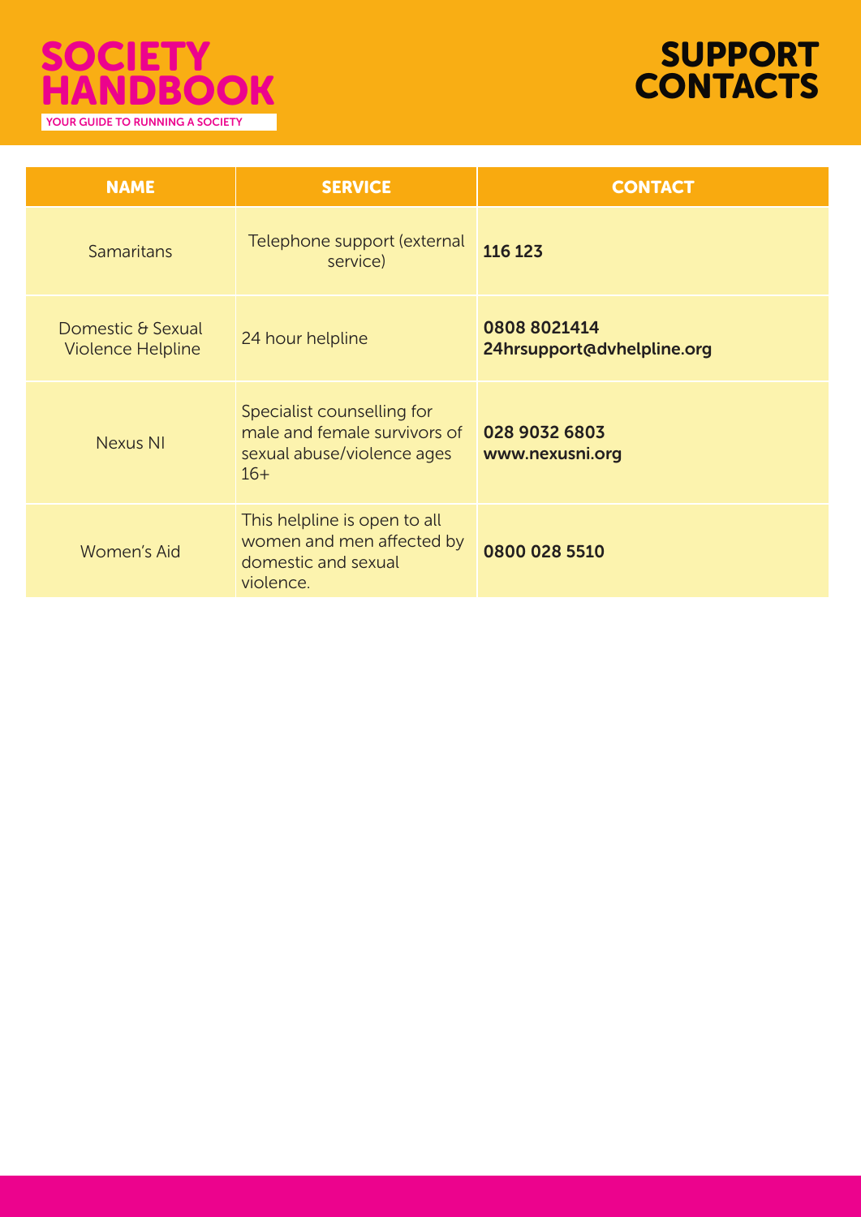# SOCIETY HANDBOOK

YOUR GUIDE TO RUNNING A SOCIETY

# SUPPORT CONTACTS

| NAME | SERVICE | CONTACT |
| --- | --- | --- |
| Samaritans | Telephone support (external service) | **116 123** |
| Domestic & Sexual Violence Helpline | 24 hour helpline | **0808 8021414** **24hrsupport@dvhelpline.org** |
| Nexus NI | Specialist counselling for male and female survivors of sexual abuse/violence ages 16+ | **028 9032 6803** **www.nexusni.org** |
| Women's Aid | This helpline is open to all women and men affected by domestic and sexual violence. | **0800 028 5510** |